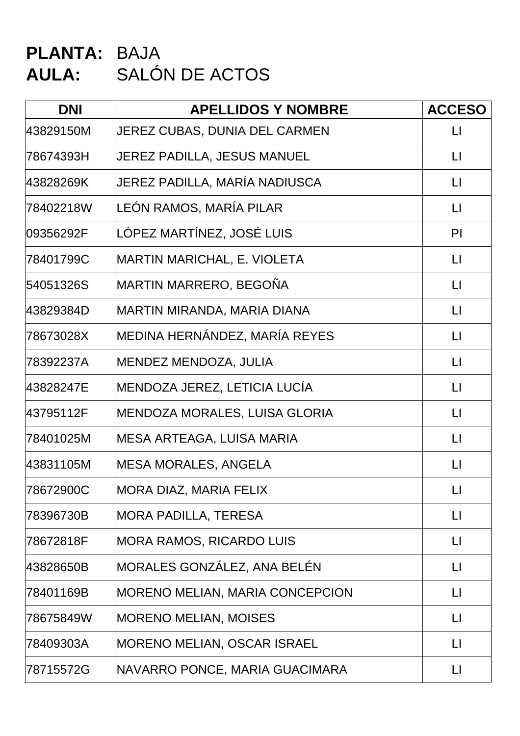**PLANTA:** BAJA
**AULA:** SALÓN DE ACTOS

| DNI | APELLIDOS Y NOMBRE | ACCESO |
|---|---|---|
| 43829150M | JEREZ CUBAS, DUNIA DEL CARMEN | LI |
| 78674393H | JEREZ PADILLA, JESUS MANUEL | LI |
| 43828269K | JEREZ PADILLA, MARÍA NADIUSCA | LI |
| 78402218W | LEÓN RAMOS, MARÍA PILAR | LI |
| 09356292F | LÓPEZ MARTÍNEZ, JOSÉ LUIS | PI |
| 78401799C | MARTIN MARICHAL, E. VIOLETA | LI |
| 54051326S | MARTIN MARRERO, BEGOÑA | LI |
| 43829384D | MARTIN MIRANDA, MARIA DIANA | LI |
| 78673028X | MEDINA HERNÁNDEZ, MARÍA REYES | LI |
| 78392237A | MENDEZ MENDOZA, JULIA | LI |
| 43828247E | MENDOZA JEREZ, LETICIA LUCÍA | LI |
| 43795112F | MENDOZA MORALES, LUISA GLORIA | LI |
| 78401025M | MESA ARTEAGA, LUISA MARIA | LI |
| 43831105M | MESA MORALES, ANGELA | LI |
| 78672900C | MORA DIAZ, MARIA FELIX | LI |
| 78396730B | MORA PADILLA, TERESA | LI |
| 78672818F | MORA RAMOS, RICARDO LUIS | LI |
| 43828650B | MORALES GONZÁLEZ, ANA BELÉN | LI |
| 78401169B | MORENO MELIAN, MARIA CONCEPCION | LI |
| 78675849W | MORENO MELIAN, MOISES | LI |
| 78409303A | MORENO MELIAN, OSCAR ISRAEL | LI |
| 78715572G | NAVARRO PONCE, MARIA GUACIMARA | LI |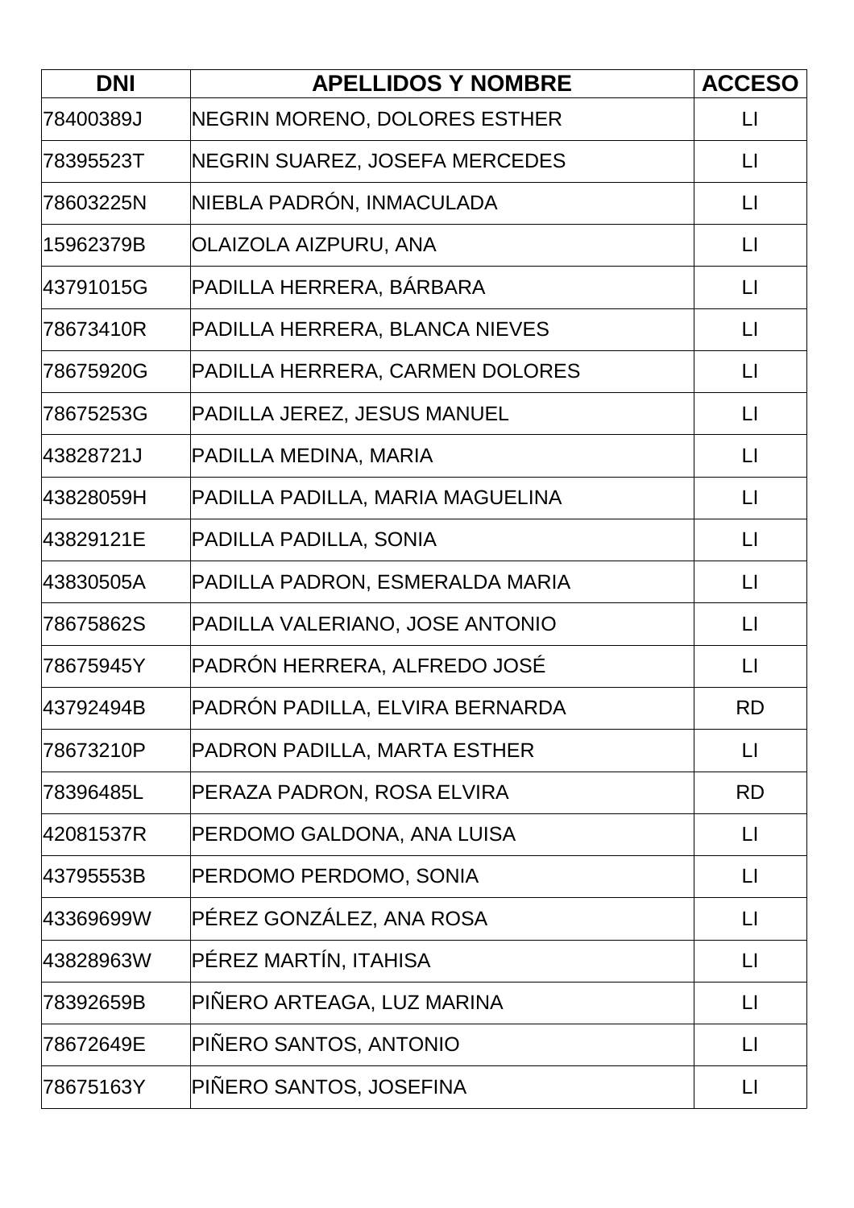| DNI | APELLIDOS Y NOMBRE | ACCESO |
|---|---|---|
| 78400389J | NEGRIN MORENO, DOLORES ESTHER | LI |
| 78395523T | NEGRIN SUAREZ, JOSEFA MERCEDES | LI |
| 78603225N | NIEBLA PADRÓN, INMACULADA | LI |
| 15962379B | OLAIZOLA AIZPURU, ANA | LI |
| 43791015G | PADILLA HERRERA, BÁRBARA | LI |
| 78673410R | PADILLA HERRERA, BLANCA NIEVES | LI |
| 78675920G | PADILLA HERRERA, CARMEN DOLORES | LI |
| 78675253G | PADILLA JEREZ, JESUS MANUEL | LI |
| 43828721J | PADILLA MEDINA, MARIA | LI |
| 43828059H | PADILLA PADILLA, MARIA MAGUELINA | LI |
| 43829121E | PADILLA PADILLA, SONIA | LI |
| 43830505A | PADILLA PADRON, ESMERALDA MARIA | LI |
| 78675862S | PADILLA VALERIANO, JOSE ANTONIO | LI |
| 78675945Y | PADRÓN HERRERA, ALFREDO JOSÉ | LI |
| 43792494B | PADRÓN PADILLA, ELVIRA BERNARDA | RD |
| 78673210P | PADRON PADILLA, MARTA ESTHER | LI |
| 78396485L | PERAZA PADRON, ROSA ELVIRA | RD |
| 42081537R | PERDOMO GALDONA, ANA LUISA | LI |
| 43795553B | PERDOMO PERDOMO, SONIA | LI |
| 43369699W | PÉREZ GONZÁLEZ, ANA ROSA | LI |
| 43828963W | PÉREZ MARTÍN, ITAHISA | LI |
| 78392659B | PIÑERO ARTEAGA, LUZ MARINA | LI |
| 78672649E | PIÑERO SANTOS, ANTONIO | LI |
| 78675163Y | PIÑERO SANTOS, JOSEFINA | LI |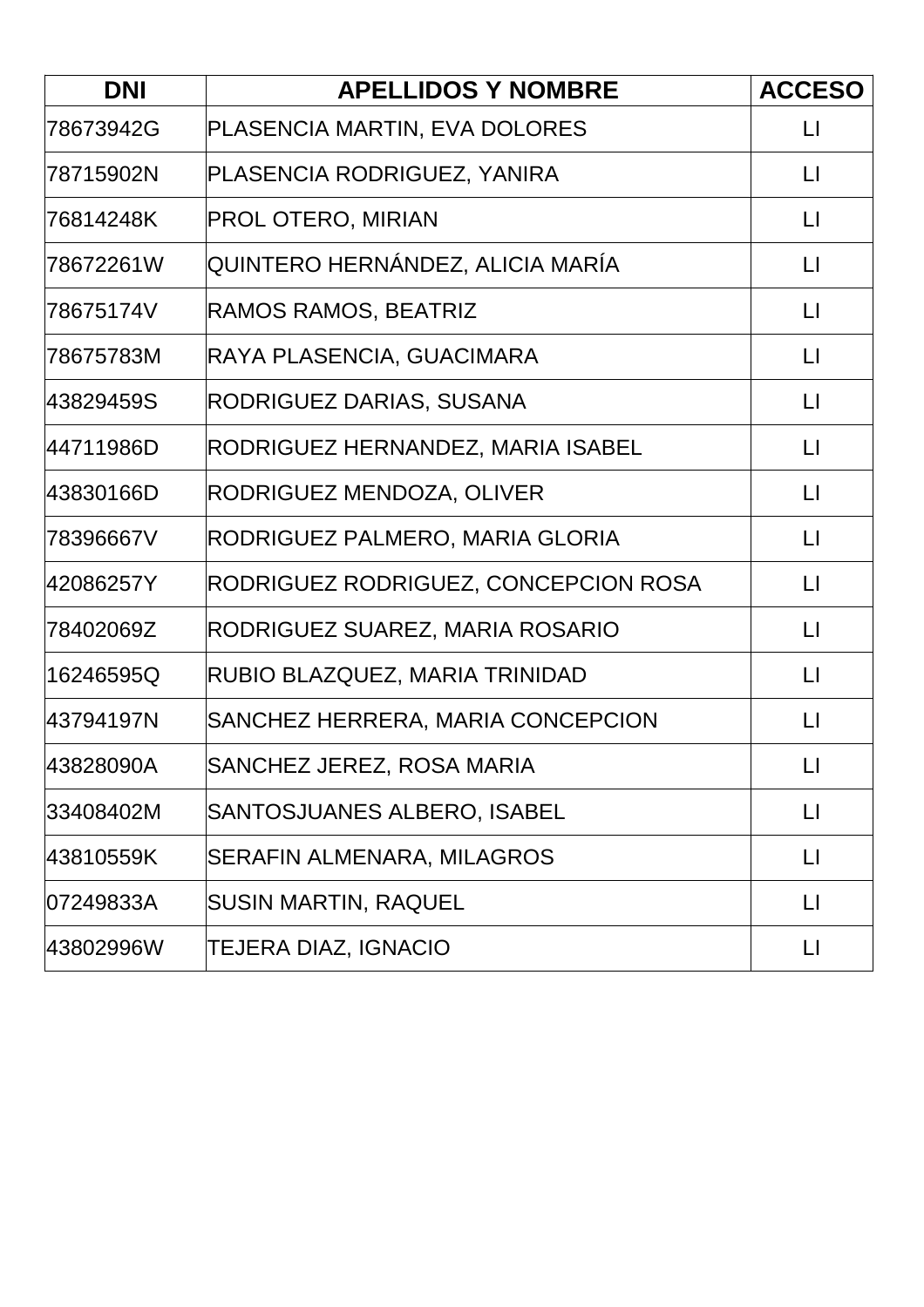| DNI | APELLIDOS Y NOMBRE | ACCESO |
|---|---|---|
| 78673942G | PLASENCIA MARTIN, EVA DOLORES | LI |
| 78715902N | PLASENCIA RODRIGUEZ, YANIRA | LI |
| 76814248K | PROL OTERO, MIRIAN | LI |
| 78672261W | QUINTERO HERNÁNDEZ, ALICIA MARÍA | LI |
| 78675174V | RAMOS RAMOS, BEATRIZ | LI |
| 78675783M | RAYA PLASENCIA, GUACIMARA | LI |
| 43829459S | RODRIGUEZ DARIAS, SUSANA | LI |
| 44711986D | RODRIGUEZ HERNANDEZ, MARIA ISABEL | LI |
| 43830166D | RODRIGUEZ MENDOZA, OLIVER | LI |
| 78396667V | RODRIGUEZ PALMERO, MARIA GLORIA | LI |
| 42086257Y | RODRIGUEZ RODRIGUEZ, CONCEPCION ROSA | LI |
| 78402069Z | RODRIGUEZ SUAREZ, MARIA ROSARIO | LI |
| 16246595Q | RUBIO BLAZQUEZ, MARIA TRINIDAD | LI |
| 43794197N | SANCHEZ HERRERA, MARIA CONCEPCION | LI |
| 43828090A | SANCHEZ JEREZ, ROSA MARIA | LI |
| 33408402M | SANTOSJUANES ALBERO, ISABEL | LI |
| 43810559K | SERAFIN ALMENARA, MILAGROS | LI |
| 07249833A | SUSIN MARTIN, RAQUEL | LI |
| 43802996W | TEJERA DIAZ, IGNACIO | LI |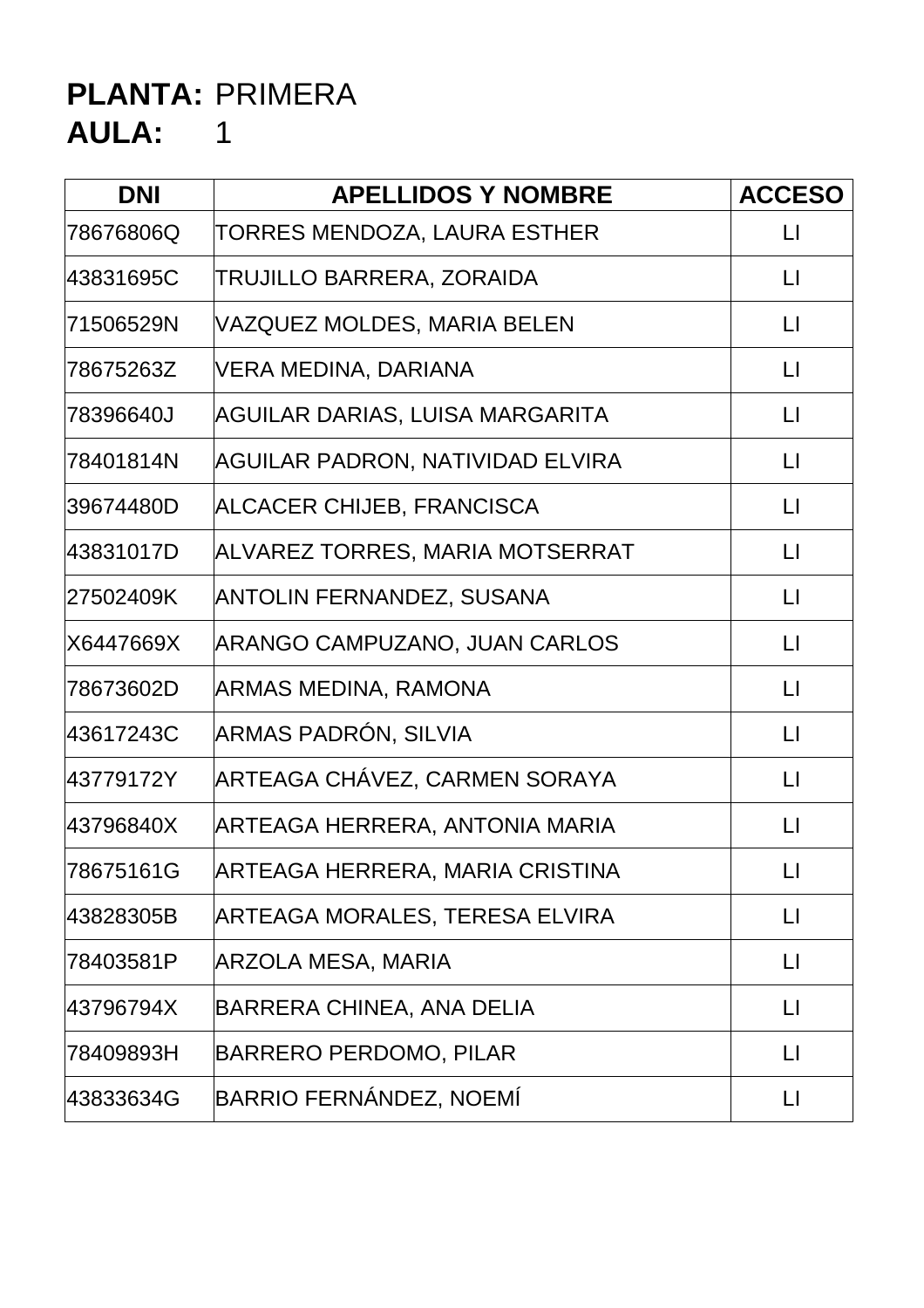**PLANTA:** PRIMERA
**AULA:** 1

| DNI | APELLIDOS Y NOMBRE | ACCESO |
|---|---|---|
| 78676806Q | TORRES MENDOZA, LAURA ESTHER | LI |
| 43831695C | TRUJILLO BARRERA, ZORAIDA | LI |
| 71506529N | VAZQUEZ MOLDES, MARIA BELEN | LI |
| 78675263Z | VERA MEDINA, DARIANA | LI |
| 78396640J | AGUILAR DARIAS, LUISA MARGARITA | LI |
| 78401814N | AGUILAR PADRON, NATIVIDAD ELVIRA | LI |
| 39674480D | ALCACER CHIJEB, FRANCISCA | LI |
| 43831017D | ALVAREZ TORRES, MARIA MOTSERRAT | LI |
| 27502409K | ANTOLIN FERNANDEZ, SUSANA | LI |
| X6447669X | ARANGO CAMPUZANO, JUAN CARLOS | LI |
| 78673602D | ARMAS MEDINA, RAMONA | LI |
| 43617243C | ARMAS PADRÓN, SILVIA | LI |
| 43779172Y | ARTEAGA CHÁVEZ, CARMEN SORAYA | LI |
| 43796840X | ARTEAGA HERRERA, ANTONIA MARIA | LI |
| 78675161G | ARTEAGA HERRERA, MARIA CRISTINA | LI |
| 43828305B | ARTEAGA MORALES, TERESA ELVIRA | LI |
| 78403581P | ARZOLA MESA, MARIA | LI |
| 43796794X | BARRERA CHINEA, ANA DELIA | LI |
| 78409893H | BARRERO PERDOMO, PILAR | LI |
| 43833634G | BARRIO FERNÁNDEZ, NOEMÍ | LI |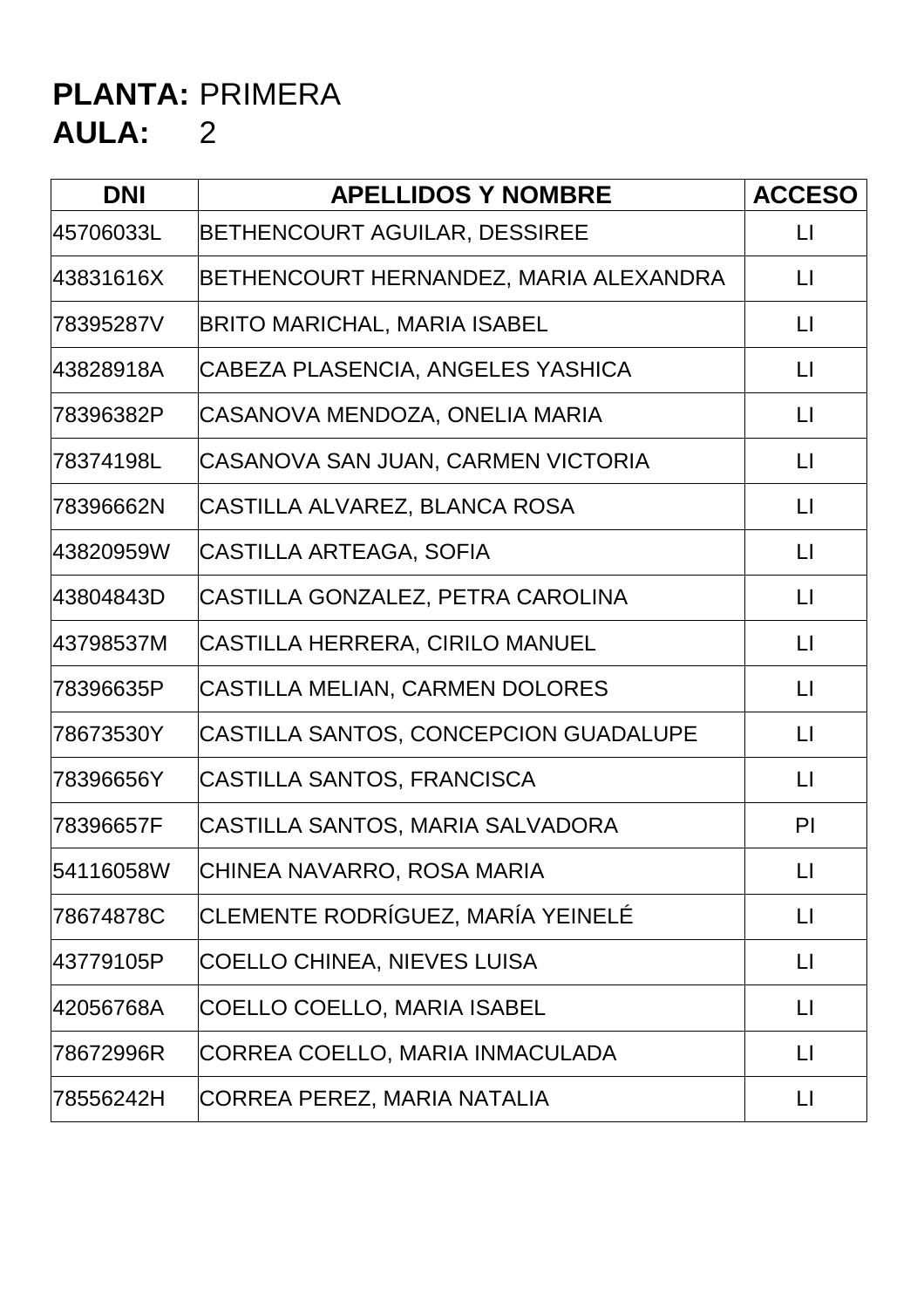**PLANTA:** PRIMERA
**AULA:** 2

| DNI | APELLIDOS Y NOMBRE | ACCESO |
|---|---|---|
| 45706033L | BETHENCOURT AGUILAR, DESSIREE | LI |
| 43831616X | BETHENCOURT HERNANDEZ, MARIA ALEXANDRA | LI |
| 78395287V | BRITO MARICHAL, MARIA ISABEL | LI |
| 43828918A | CABEZA PLASENCIA, ANGELES YASHICA | LI |
| 78396382P | CASANOVA MENDOZA, ONELIA MARIA | LI |
| 78374198L | CASANOVA SAN JUAN, CARMEN VICTORIA | LI |
| 78396662N | CASTILLA ALVAREZ, BLANCA ROSA | LI |
| 43820959W | CASTILLA ARTEAGA, SOFIA | LI |
| 43804843D | CASTILLA GONZALEZ, PETRA CAROLINA | LI |
| 43798537M | CASTILLA HERRERA, CIRILO MANUEL | LI |
| 78396635P | CASTILLA MELIAN, CARMEN DOLORES | LI |
| 78673530Y | CASTILLA SANTOS, CONCEPCION GUADALUPE | LI |
| 78396656Y | CASTILLA SANTOS, FRANCISCA | LI |
| 78396657F | CASTILLA SANTOS, MARIA SALVADORA | PI |
| 54116058W | CHINEA NAVARRO, ROSA MARIA | LI |
| 78674878C | CLEMENTE RODRÍGUEZ, MARÍA YEINELÉ | LI |
| 43779105P | COELLO CHINEA, NIEVES LUISA | LI |
| 42056768A | COELLO COELLO, MARIA ISABEL | LI |
| 78672996R | CORREA COELLO, MARIA INMACULADA | LI |
| 78556242H | CORREA PEREZ, MARIA NATALIA | LI |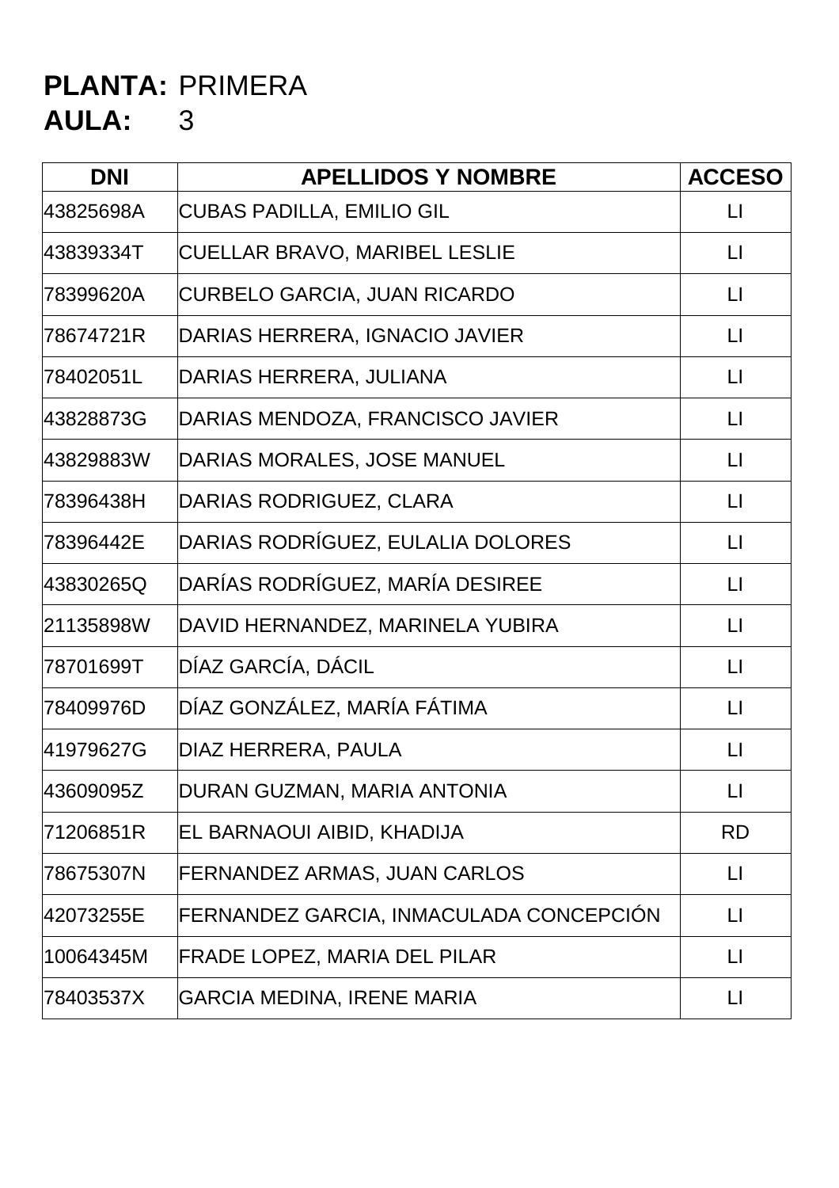**PLANTA:** PRIMERA
**AULA:** 3

| DNI | APELLIDOS Y NOMBRE | ACCESO |
|---|---|---|
| 43825698A | CUBAS PADILLA, EMILIO GIL | LI |
| 43839334T | CUELLAR BRAVO, MARIBEL LESLIE | LI |
| 78399620A | CURBELO GARCIA, JUAN RICARDO | LI |
| 78674721R | DARIAS HERRERA, IGNACIO JAVIER | LI |
| 78402051L | DARIAS HERRERA, JULIANA | LI |
| 43828873G | DARIAS MENDOZA, FRANCISCO JAVIER | LI |
| 43829883W | DARIAS MORALES, JOSE MANUEL | LI |
| 78396438H | DARIAS RODRIGUEZ, CLARA | LI |
| 78396442E | DARIAS RODRÍGUEZ, EULALIA DOLORES | LI |
| 43830265Q | DARÍAS RODRÍGUEZ, MARÍA DESIREE | LI |
| 21135898W | DAVID HERNANDEZ, MARINELA YUBIRA | LI |
| 78701699T | DÍAZ GARCÍA, DÁCIL | LI |
| 78409976D | DÍAZ GONZÁLEZ, MARÍA FÁTIMA | LI |
| 41979627G | DIAZ HERRERA, PAULA | LI |
| 43609095Z | DURAN GUZMAN, MARIA ANTONIA | LI |
| 71206851R | EL BARNAOUI AIBID, KHADIJA | RD |
| 78675307N | FERNANDEZ ARMAS, JUAN CARLOS | LI |
| 42073255E | FERNANDEZ GARCIA, INMACULADA CONCEPCIÓN | LI |
| 10064345M | FRADE LOPEZ, MARIA DEL PILAR | LI |
| 78403537X | GARCIA MEDINA, IRENE MARIA | LI |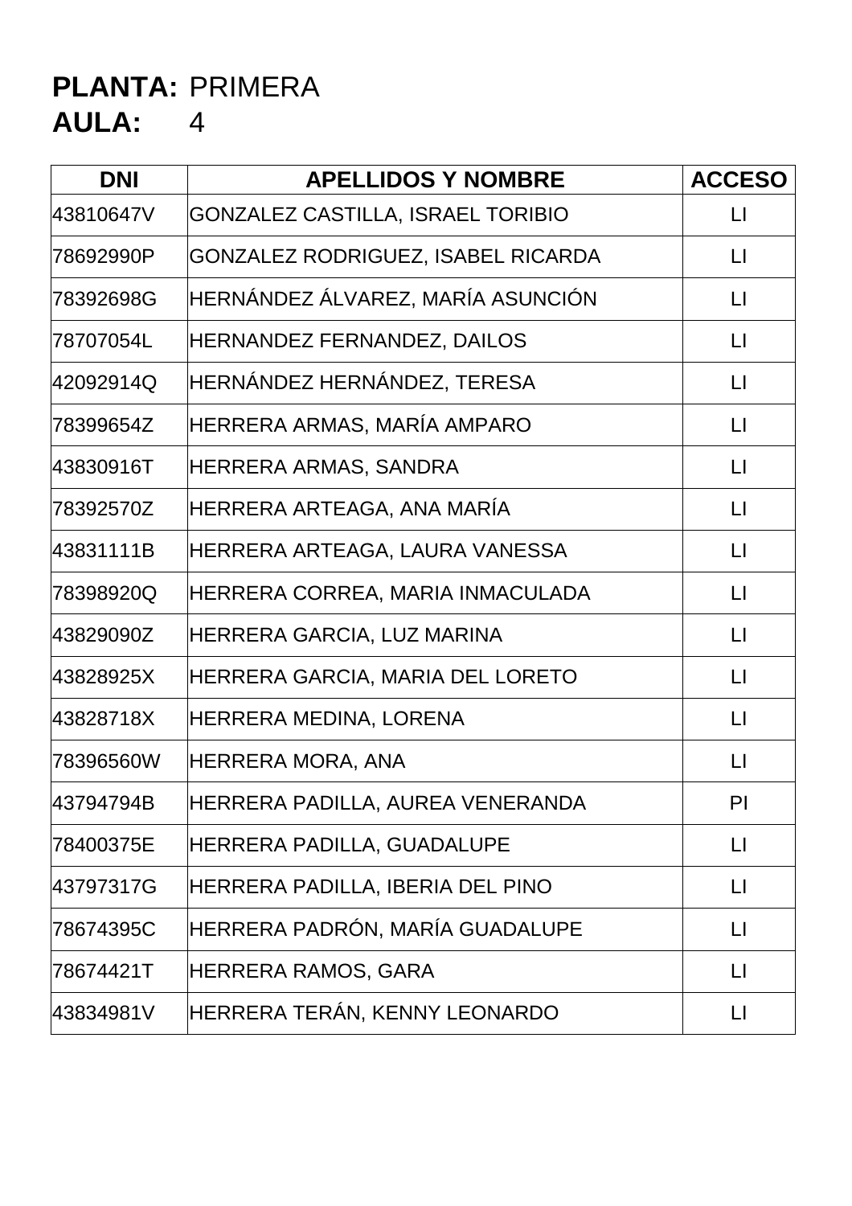**PLANTA:** PRIMERA
**AULA:** 4

| DNI | APELLIDOS Y NOMBRE | ACCESO |
| --- | --- | --- |
| 43810647V | GONZALEZ CASTILLA, ISRAEL TORIBIO | LI |
| 78692990P | GONZALEZ RODRIGUEZ, ISABEL RICARDA | LI |
| 78392698G | HERNÁNDEZ ÁLVAREZ, MARÍA ASUNCIÓN | LI |
| 78707054L | HERNANDEZ FERNANDEZ, DAILOS | LI |
| 42092914Q | HERNÁNDEZ HERNÁNDEZ, TERESA | LI |
| 78399654Z | HERRERA ARMAS, MARÍA AMPARO | LI |
| 43830916T | HERRERA ARMAS, SANDRA | LI |
| 78392570Z | HERRERA ARTEAGA, ANA MARÍA | LI |
| 43831111B | HERRERA ARTEAGA, LAURA VANESSA | LI |
| 78398920Q | HERRERA CORREA, MARIA INMACULADA | LI |
| 43829090Z | HERRERA GARCIA, LUZ MARINA | LI |
| 43828925X | HERRERA GARCIA, MARIA DEL LORETO | LI |
| 43828718X | HERRERA MEDINA, LORENA | LI |
| 78396560W | HERRERA MORA, ANA | LI |
| 43794794B | HERRERA PADILLA, AUREA VENERANDA | PI |
| 78400375E | HERRERA PADILLA, GUADALUPE | LI |
| 43797317G | HERRERA PADILLA, IBERIA DEL PINO | LI |
| 78674395C | HERRERA PADRÓN, MARÍA GUADALUPE | LI |
| 78674421T | HERRERA RAMOS, GARA | LI |
| 43834981V | HERRERA TERÁN, KENNY LEONARDO | LI |